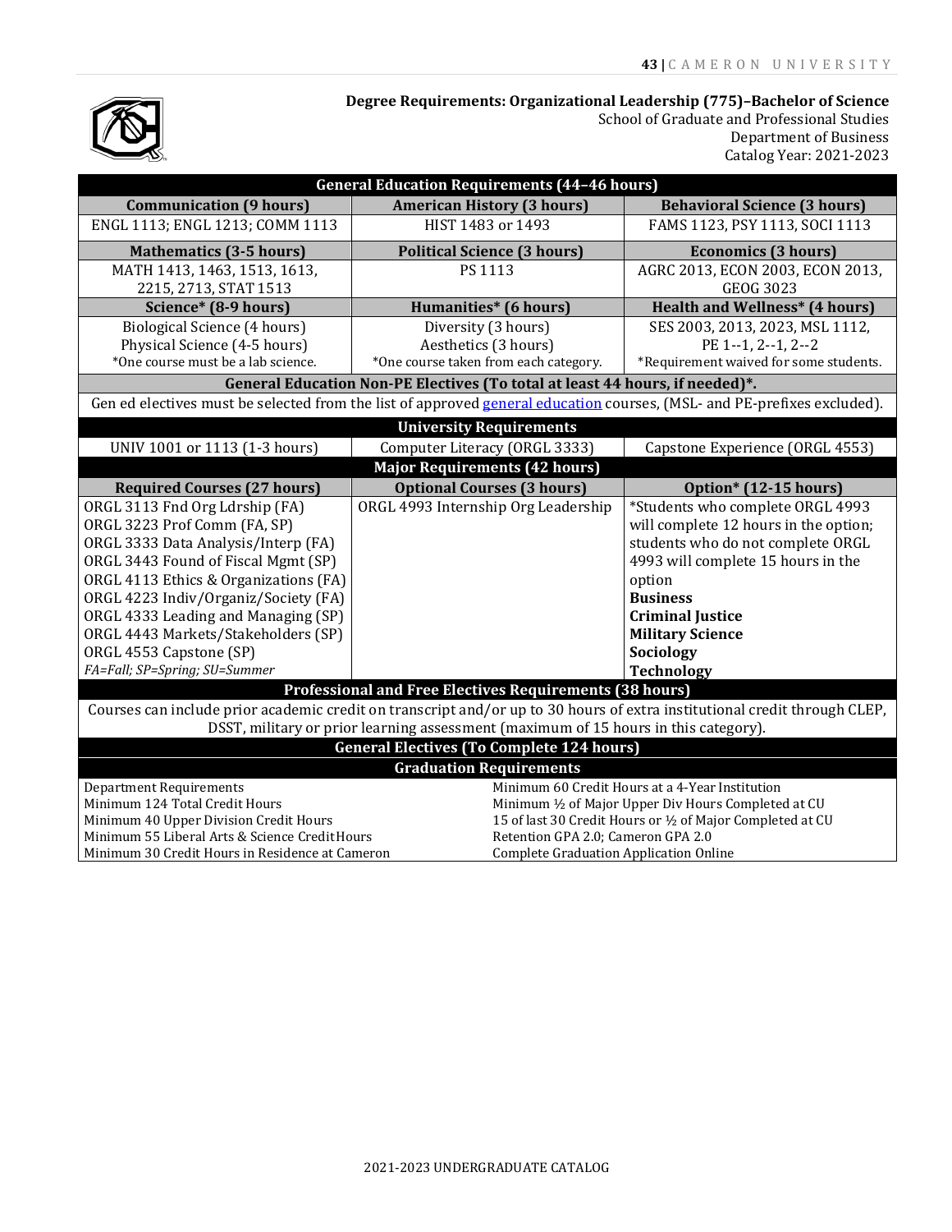## Degree Requirements: Organizational Leadership (775)–Bachelor of Science

School of Graduate and Professional Studies
Department of Business
Catalog Year: 2021-2023

| General Education Requirements (44–46 hours) | | |
|---|---|---|
| **Communication (9 hours)** | **American History (3 hours)** | **Behavioral Science (3 hours)** |
| ENGL 1113; ENGL 1213; COMM 1113 | HIST 1483 or 1493 | FAMS 1123, PSY 1113, SOCI 1113 |
| **Mathematics (3-5 hours)** | **Political Science (3 hours)** | **Economics (3 hours)** |
| MATH 1413, 1463, 1513, 1613, 2215, 2713, STAT 1513 | PS 1113 | AGRC 2013, ECON 2003, ECON 2013, GEOG 3023 |
| **Science\* (8-9 hours)** | **Humanities\* (6 hours)** | **Health and Wellness\* (4 hours)** |
| Biological Science (4 hours)<br>Physical Science (4-5 hours)<br>*One course must be a lab science. | Diversity (3 hours)<br>Aesthetics (3 hours)<br>*One course taken from each category. | SES 2003, 2013, 2023, MSL 1112, PE 1--1, 2--1, 2--2<br>*Requirement waived for some students. |
| **General Education Non-PE Electives (To total at least 44 hours, if needed)\*.** | | |
| Gen ed electives must be selected from the list of approved general education courses, (MSL- and PE-prefixes excluded). | | |
| **University Requirements** | | |
| UNIV 1001 or 1113 (1-3 hours) | Computer Literacy (ORGL 3333) | Capstone Experience (ORGL 4553) |
| **Major Requirements (42 hours)** | | |
| **Required Courses (27 hours)** | **Optional Courses (3 hours)** | **Option\* (12-15 hours)** |
| ORGL 3113 Fnd Org Ldrship (FA)<br>ORGL 3223 Prof Comm (FA, SP)<br>ORGL 3333 Data Analysis/Interp (FA)<br>ORGL 3443 Found of Fiscal Mgmt (SP)<br>ORGL 4113 Ethics & Organizations (FA)<br>ORGL 4223 Indiv/Organiz/Society (FA)<br>ORGL 4333 Leading and Managing (SP)<br>ORGL 4443 Markets/Stakeholders (SP)<br>ORGL 4553 Capstone (SP)<br>*FA=Fall; SP=Spring; SU=Summer* | ORGL 4993 Internship Org Leadership | *Students who complete ORGL 4993 will complete 12 hours in the option; students who do not complete ORGL 4993 will complete 15 hours in the option<br>**Business**<br>**Criminal Justice**<br>**Military Science**<br>**Sociology**<br>**Technology** |
| **Professional and Free Electives Requirements (38 hours)** | | |
| Courses can include prior academic credit on transcript and/or up to 30 hours of extra institutional credit through CLEP, DSST, military or prior learning assessment (maximum of 15 hours in this category). | | |
| **General Electives (To Complete 124 hours)** | | |
| **Graduation Requirements** | | |
| Department Requirements<br>Minimum 124 Total Credit Hours<br>Minimum 40 Upper Division Credit Hours<br>Minimum 55 Liberal Arts & Science Credit Hours<br>Minimum 30 Credit Hours in Residence at Cameron | Minimum 60 Credit Hours at a 4-Year Institution<br>Minimum ½ of Major Upper Div Hours Completed at CU<br>15 of last 30 Credit Hours or ½ of Major Completed at CU<br>Retention GPA 2.0; Cameron GPA 2.0<br>Complete Graduation Application Online | |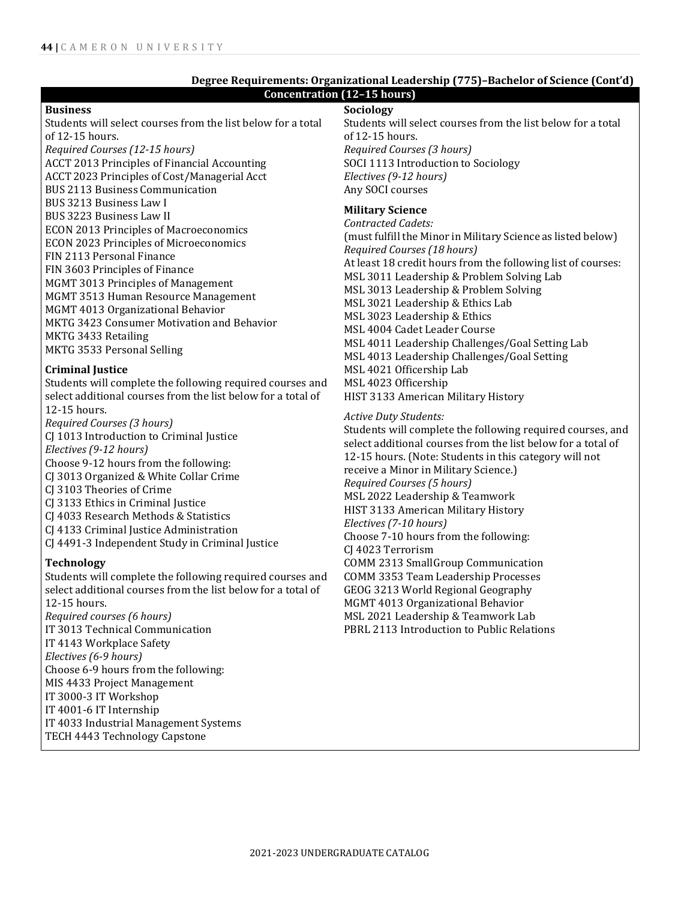## Degree Requirements: Organizational Leadership (775)–Bachelor of Science (Cont'd)

### Concentration (12–15 hours)

#### Business

Students will select courses from the list below for a total of 12-15 hours.

*Required Courses (12-15 hours)*

ACCT 2013 Principles of Financial Accounting
ACCT 2023 Principles of Cost/Managerial Acct
BUS 2113 Business Communication
BUS 3213 Business Law I
BUS 3223 Business Law II
ECON 2013 Principles of Macroeconomics
ECON 2023 Principles of Microeconomics
FIN 2113 Personal Finance
FIN 3603 Principles of Finance
MGMT 3013 Principles of Management
MGMT 3513 Human Resource Management
MGMT 4013 Organizational Behavior
MKTG 3423 Consumer Motivation and Behavior
MKTG 3433 Retailing
MKTG 3533 Personal Selling

#### Criminal Justice

Students will complete the following required courses and select additional courses from the list below for a total of 12-15 hours.

*Required Courses (3 hours)*

CJ 1013 Introduction to Criminal Justice

*Electives (9-12 hours)*

Choose 9-12 hours from the following:

CJ 3013 Organized & White Collar Crime
CJ 3103 Theories of Crime
CJ 3133 Ethics in Criminal Justice
CJ 4033 Research Methods & Statistics
CJ 4133 Criminal Justice Administration
CJ 4491-3 Independent Study in Criminal Justice

#### Technology

Students will complete the following required courses and select additional courses from the list below for a total of 12-15 hours.

*Required courses (6 hours)*

IT 3013 Technical Communication
IT 4143 Workplace Safety

*Electives (6-9 hours)*

Choose 6-9 hours from the following:

MIS 4433 Project Management
IT 3000-3 IT Workshop
IT 4001-6 IT Internship
IT 4033 Industrial Management Systems
TECH 4443 Technology Capstone

#### Sociology

Students will select courses from the list below for a total of 12-15 hours.

*Required Courses (3 hours)*

SOCI 1113 Introduction to Sociology

*Electives (9-12 hours)*

Any SOCI courses

#### Military Science

*Contracted Cadets:*

(must fulfill the Minor in Military Science as listed below)

*Required Courses (18 hours)*

At least 18 credit hours from the following list of courses:

MSL 3011 Leadership & Problem Solving Lab
MSL 3013 Leadership & Problem Solving
MSL 3021 Leadership & Ethics Lab
MSL 3023 Leadership & Ethics
MSL 4004 Cadet Leader Course
MSL 4011 Leadership Challenges/Goal Setting Lab
MSL 4013 Leadership Challenges/Goal Setting
MSL 4021 Officership Lab
MSL 4023 Officership
HIST 3133 American Military History

*Active Duty Students:*

Students will complete the following required courses, and select additional courses from the list below for a total of 12-15 hours. (Note: Students in this category will not receive a Minor in Military Science.)

*Required Courses (5 hours)*

MSL 2022 Leadership & Teamwork
HIST 3133 American Military History

*Electives (7-10 hours)*

Choose 7-10 hours from the following:

CJ 4023 Terrorism
COMM 2313 SmallGroup Communication
COMM 3353 Team Leadership Processes
GEOG 3213 World Regional Geography
MGMT 4013 Organizational Behavior
MSL 2021 Leadership & Teamwork Lab
PBRL 2113 Introduction to Public Relations